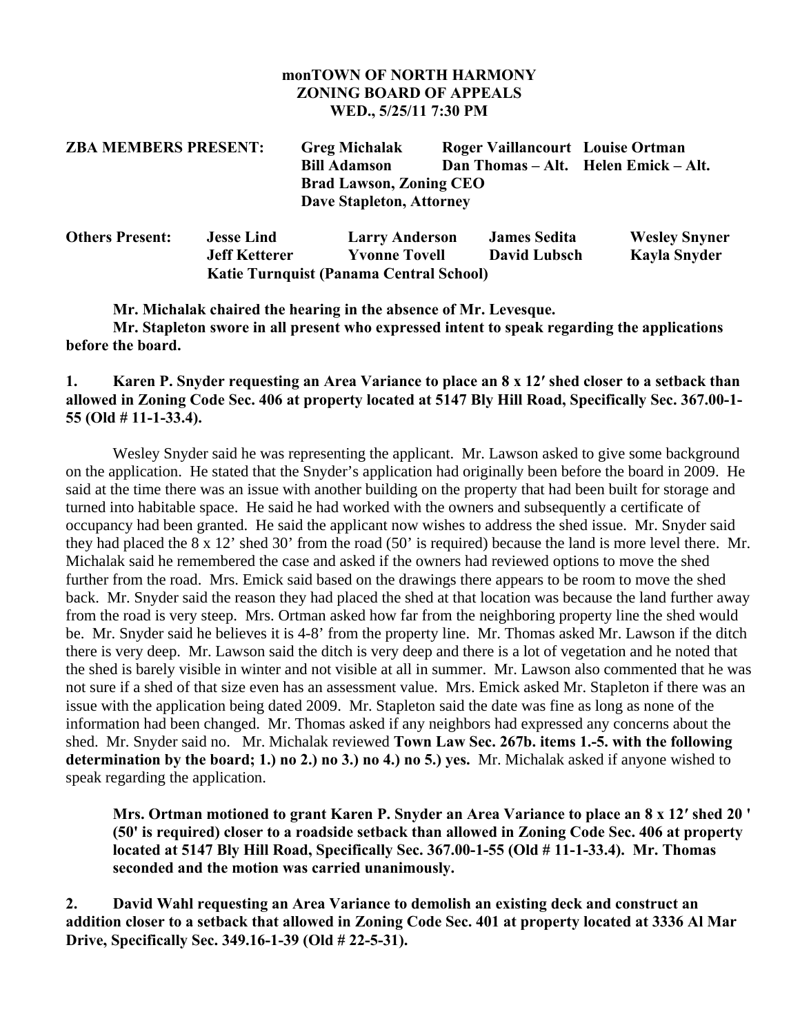**monTOWN OF NORTH HARMONY**
**ZONING BOARD OF APPEALS**
**WED., 5/25/11 7:30 PM**

| | | | |
|---|---|---|---|
| **ZBA MEMBERS PRESENT:** | **Greg Michalak** | **Roger Vaillancourt** | **Louise Ortman** |
| | **Bill Adamson** | **Dan Thomas – Alt.** | **Helen Emick – Alt.** |
| | **Brad Lawson, Zoning CEO** | | |
| | **Dave Stapleton, Attorney** | | |

| | | | | |
|---|---|---|---|---|
| **Others Present:** | **Jesse Lind** | **Larry Anderson** | **James Sedita** | **Wesley Snyner** |
| | **Jeff Ketterer** | **Yvonne Tovell** | **David Lubsch** | **Kayla Snyder** |
| | **Katie Turnquist (Panama Central School)** | | | |

**Mr. Michalak chaired the hearing in the absence of Mr. Levesque.**

**Mr. Stapleton swore in all present who expressed intent to speak regarding the applications before the board.**

**1. Karen P. Snyder requesting an Area Variance to place an 8 x 12′ shed closer to a setback than allowed in Zoning Code Sec. 406 at property located at 5147 Bly Hill Road, Specifically Sec. 367.00-1-55 (Old # 11-1-33.4).**

Wesley Snyder said he was representing the applicant. Mr. Lawson asked to give some background on the application. He stated that the Snyder's application had originally been before the board in 2009. He said at the time there was an issue with another building on the property that had been built for storage and turned into habitable space. He said he had worked with the owners and subsequently a certificate of occupancy had been granted. He said the applicant now wishes to address the shed issue. Mr. Snyder said they had placed the 8 x 12' shed 30' from the road (50' is required) because the land is more level there. Mr. Michalak said he remembered the case and asked if the owners had reviewed options to move the shed further from the road. Mrs. Emick said based on the drawings there appears to be room to move the shed back. Mr. Snyder said the reason they had placed the shed at that location was because the land further away from the road is very steep. Mrs. Ortman asked how far from the neighboring property line the shed would be. Mr. Snyder said he believes it is 4-8' from the property line. Mr. Thomas asked Mr. Lawson if the ditch there is very deep. Mr. Lawson said the ditch is very deep and there is a lot of vegetation and he noted that the shed is barely visible in winter and not visible at all in summer. Mr. Lawson also commented that he was not sure if a shed of that size even has an assessment value. Mrs. Emick asked Mr. Stapleton if there was an issue with the application being dated 2009. Mr. Stapleton said the date was fine as long as none of the information had been changed. Mr. Thomas asked if any neighbors had expressed any concerns about the shed. Mr. Snyder said no. Mr. Michalak reviewed **Town Law Sec. 267b. items 1.-5. with the following determination by the board; 1.) no 2.) no 3.) no 4.) no 5.) yes.** Mr. Michalak asked if anyone wished to speak regarding the application.

**Mrs. Ortman motioned to grant Karen P. Snyder an Area Variance to place an 8 x 12′ shed 20 ' (50' is required) closer to a roadside setback than allowed in Zoning Code Sec. 406 at property located at 5147 Bly Hill Road, Specifically Sec. 367.00-1-55 (Old # 11-1-33.4). Mr. Thomas seconded and the motion was carried unanimously.**

**2. David Wahl requesting an Area Variance to demolish an existing deck and construct an addition closer to a setback that allowed in Zoning Code Sec. 401 at property located at 3336 Al Mar Drive, Specifically Sec. 349.16-1-39 (Old # 22-5-31).**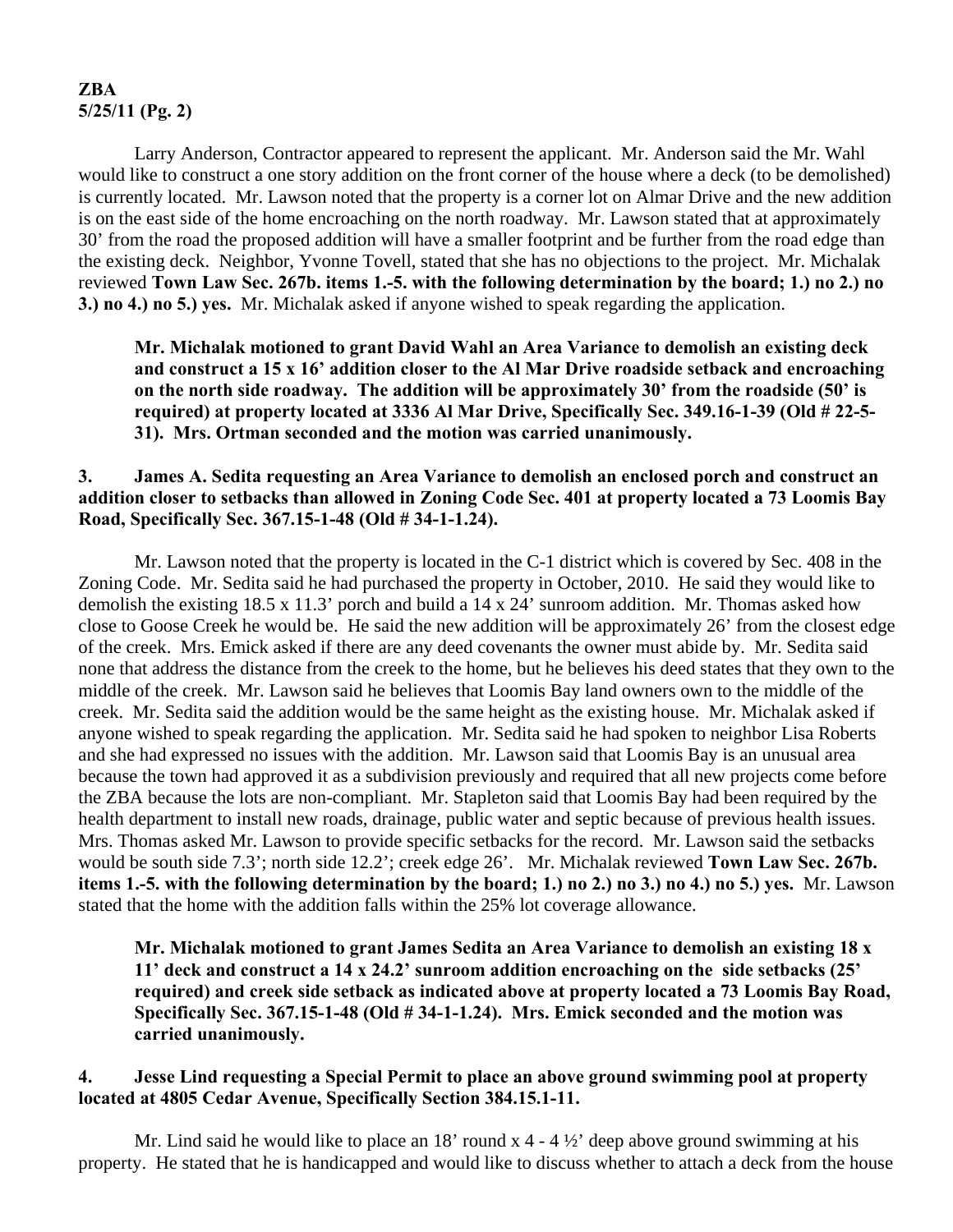**ZBA**
**5/25/11 (Pg. 2)**

Larry Anderson, Contractor appeared to represent the applicant. Mr. Anderson said the Mr. Wahl would like to construct a one story addition on the front corner of the house where a deck (to be demolished) is currently located. Mr. Lawson noted that the property is a corner lot on Almar Drive and the new addition is on the east side of the home encroaching on the north roadway. Mr. Lawson stated that at approximately 30' from the road the proposed addition will have a smaller footprint and be further from the road edge than the existing deck. Neighbor, Yvonne Tovell, stated that she has no objections to the project. Mr. Michalak reviewed **Town Law Sec. 267b. items 1.-5. with the following determination by the board; 1.) no 2.) no 3.) no 4.) no 5.) yes.** Mr. Michalak asked if anyone wished to speak regarding the application.

**Mr. Michalak motioned to grant David Wahl an Area Variance to demolish an existing deck and construct a 15 x 16' addition closer to the Al Mar Drive roadside setback and encroaching on the north side roadway. The addition will be approximately 30' from the roadside (50' is required) at property located at 3336 Al Mar Drive, Specifically Sec. 349.16-1-39 (Old # 22-5-31). Mrs. Ortman seconded and the motion was carried unanimously.**

**3. James A. Sedita requesting an Area Variance to demolish an enclosed porch and construct an addition closer to setbacks than allowed in Zoning Code Sec. 401 at property located a 73 Loomis Bay Road, Specifically Sec. 367.15-1-48 (Old # 34-1-1.24).**

Mr. Lawson noted that the property is located in the C-1 district which is covered by Sec. 408 in the Zoning Code. Mr. Sedita said he had purchased the property in October, 2010. He said they would like to demolish the existing 18.5 x 11.3' porch and build a 14 x 24' sunroom addition. Mr. Thomas asked how close to Goose Creek he would be. He said the new addition will be approximately 26' from the closest edge of the creek. Mrs. Emick asked if there are any deed covenants the owner must abide by. Mr. Sedita said none that address the distance from the creek to the home, but he believes his deed states that they own to the middle of the creek. Mr. Lawson said he believes that Loomis Bay land owners own to the middle of the creek. Mr. Sedita said the addition would be the same height as the existing house. Mr. Michalak asked if anyone wished to speak regarding the application. Mr. Sedita said he had spoken to neighbor Lisa Roberts and she had expressed no issues with the addition. Mr. Lawson said that Loomis Bay is an unusual area because the town had approved it as a subdivision previously and required that all new projects come before the ZBA because the lots are non-compliant. Mr. Stapleton said that Loomis Bay had been required by the health department to install new roads, drainage, public water and septic because of previous health issues. Mrs. Thomas asked Mr. Lawson to provide specific setbacks for the record. Mr. Lawson said the setbacks would be south side 7.3'; north side 12.2'; creek edge 26'. Mr. Michalak reviewed **Town Law Sec. 267b. items 1.-5. with the following determination by the board; 1.) no 2.) no 3.) no 4.) no 5.) yes.** Mr. Lawson stated that the home with the addition falls within the 25% lot coverage allowance.

**Mr. Michalak motioned to grant James Sedita an Area Variance to demolish an existing 18 x 11' deck and construct a 14 x 24.2' sunroom addition encroaching on the side setbacks (25' required) and creek side setback as indicated above at property located a 73 Loomis Bay Road, Specifically Sec. 367.15-1-48 (Old # 34-1-1.24). Mrs. Emick seconded and the motion was carried unanimously.**

**4. Jesse Lind requesting a Special Permit to place an above ground swimming pool at property located at 4805 Cedar Avenue, Specifically Section 384.15.1-11.**

Mr. Lind said he would like to place an 18' round x 4 - 4 ½' deep above ground swimming at his property. He stated that he is handicapped and would like to discuss whether to attach a deck from the house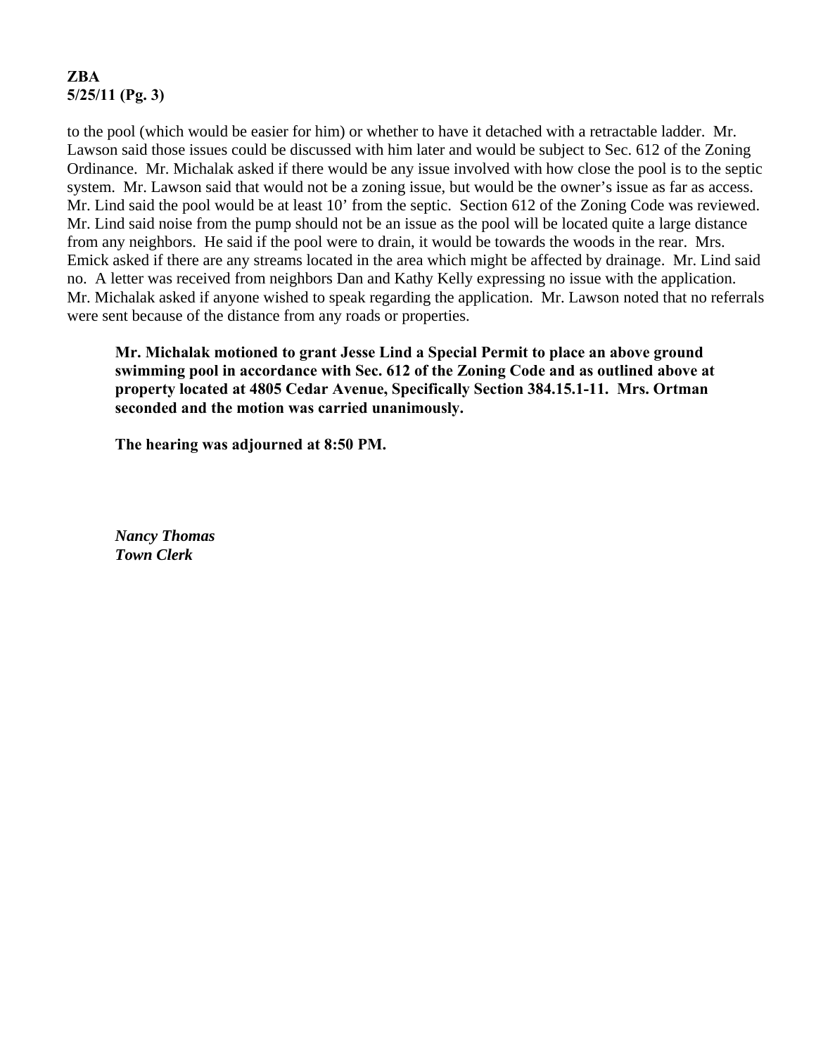to the pool (which would be easier for him) or whether to have it detached with a retractable ladder. Mr. Lawson said those issues could be discussed with him later and would be subject to Sec. 612 of the Zoning Ordinance. Mr. Michalak asked if there would be any issue involved with how close the pool is to the septic system. Mr. Lawson said that would not be a zoning issue, but would be the owner's issue as far as access. Mr. Lind said the pool would be at least 10' from the septic. Section 612 of the Zoning Code was reviewed. Mr. Lind said noise from the pump should not be an issue as the pool will be located quite a large distance from any neighbors. He said if the pool were to drain, it would be towards the woods in the rear. Mrs. Emick asked if there are any streams located in the area which might be affected by drainage. Mr. Lind said no. A letter was received from neighbors Dan and Kathy Kelly expressing no issue with the application. Mr. Michalak asked if anyone wished to speak regarding the application. Mr. Lawson noted that no referrals were sent because of the distance from any roads or properties.

**Mr. Michalak motioned to grant Jesse Lind a Special Permit to place an above ground swimming pool in accordance with Sec. 612 of the Zoning Code and as outlined above at property located at 4805 Cedar Avenue, Specifically Section 384.15.1-11. Mrs. Ortman seconded and the motion was carried unanimously.**

**The hearing was adjourned at 8:50 PM.**

***Nancy Thomas***
***Town Clerk***